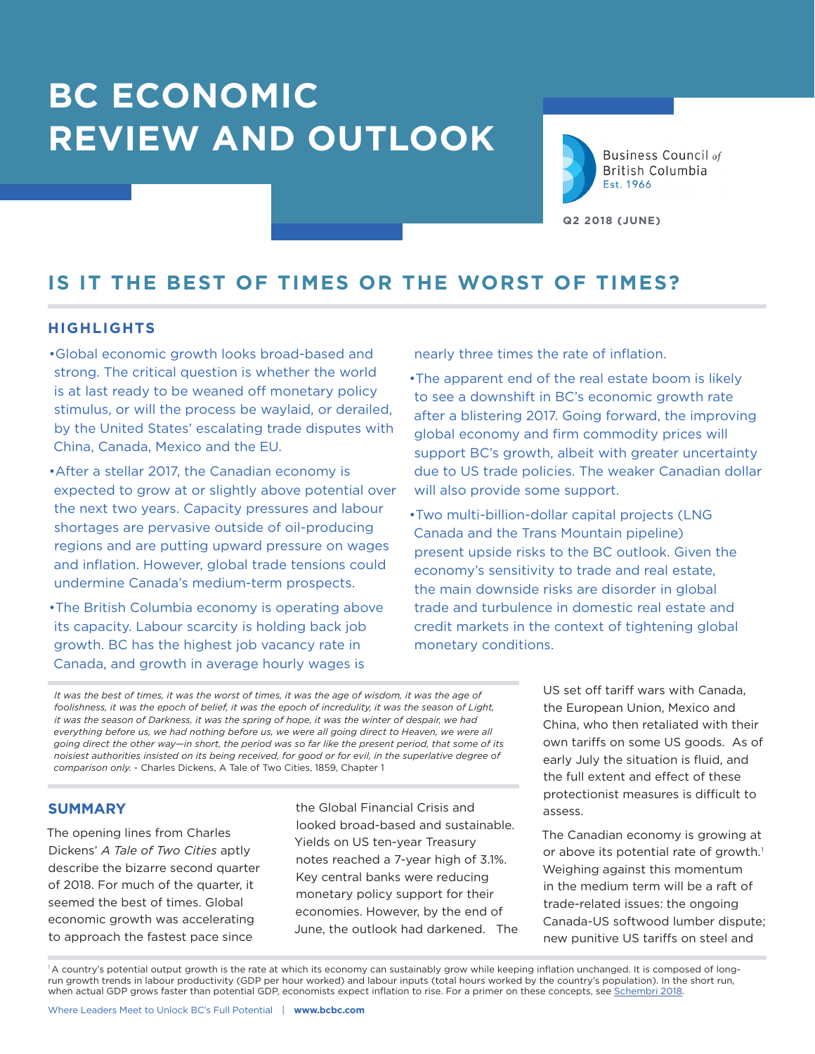# BC ECONOMIC REVIEW AND OUTLOOK

Business Council *of* British Columbia
Est. 1966

**Q2 2018 (JUNE)**

## IS IT THE BEST OF TIMES OR THE WORST OF TIMES?

### HIGHLIGHTS

- Global economic growth looks broad-based and strong. The critical question is whether the world is at last ready to be weaned off monetary policy stimulus, or will the process be waylaid, or derailed, by the United States' escalating trade disputes with China, Canada, Mexico and the EU.
- After a stellar 2017, the Canadian economy is expected to grow at or slightly above potential over the next two years. Capacity pressures and labour shortages are pervasive outside of oil-producing regions and are putting upward pressure on wages and inflation. However, global trade tensions could undermine Canada's medium-term prospects.
- The British Columbia economy is operating above its capacity. Labour scarcity is holding back job growth. BC has the highest job vacancy rate in Canada, and growth in average hourly wages is nearly three times the rate of inflation.
- The apparent end of the real estate boom is likely to see a downshift in BC's economic growth rate after a blistering 2017. Going forward, the improving global economy and firm commodity prices will support BC's growth, albeit with greater uncertainty due to US trade policies. The weaker Canadian dollar will also provide some support.
- Two multi-billion-dollar capital projects (LNG Canada and the Trans Mountain pipeline) present upside risks to the BC outlook. Given the economy's sensitivity to trade and real estate, the main downside risks are disorder in global trade and turbulence in domestic real estate and credit markets in the context of tightening global monetary conditions.

*It was the best of times, it was the worst of times, it was the age of wisdom, it was the age of foolishness, it was the epoch of belief, it was the epoch of incredulity, it was the season of Light, it was the season of Darkness, it was the spring of hope, it was the winter of despair, we had everything before us, we had nothing before us, we were all going direct to Heaven, we were all going direct the other way—in short, the period was so far like the present period, that some of its noisiest authorities insisted on its being received, for good or for evil, in the superlative degree of comparison only.* - Charles Dickens, A Tale of Two Cities, 1859, Chapter 1

### SUMMARY

The opening lines from Charles Dickens' *A Tale of Two Cities* aptly describe the bizarre second quarter of 2018. For much of the quarter, it seemed the best of times. Global economic growth was accelerating to approach the fastest pace since the Global Financial Crisis and looked broad-based and sustainable. Yields on US ten-year Treasury notes reached a 7-year high of 3.1%. Key central banks were reducing monetary policy support for their economies. However, by the end of June, the outlook had darkened. The US set off tariff wars with Canada, the European Union, Mexico and China, who then retaliated with their own tariffs on some US goods. As of early July the situation is fluid, and the full extent and effect of these protectionist measures is difficult to assess.

The Canadian economy is growing at or above its potential rate of growth.[1] Weighing against this momentum in the medium term will be a raft of trade-related issues: the ongoing Canada-US softwood lumber dispute; new punitive US tariffs on steel and

[1] A country's potential output growth is the rate at which its economy can sustainably grow while keeping inflation unchanged. It is composed of long-run growth trends in labour productivity (GDP per hour worked) and labour inputs (total hours worked by the country's population). In the short run, when actual GDP grows faster than potential GDP, economists expect inflation to rise. For a primer on these concepts, see Schembri 2018.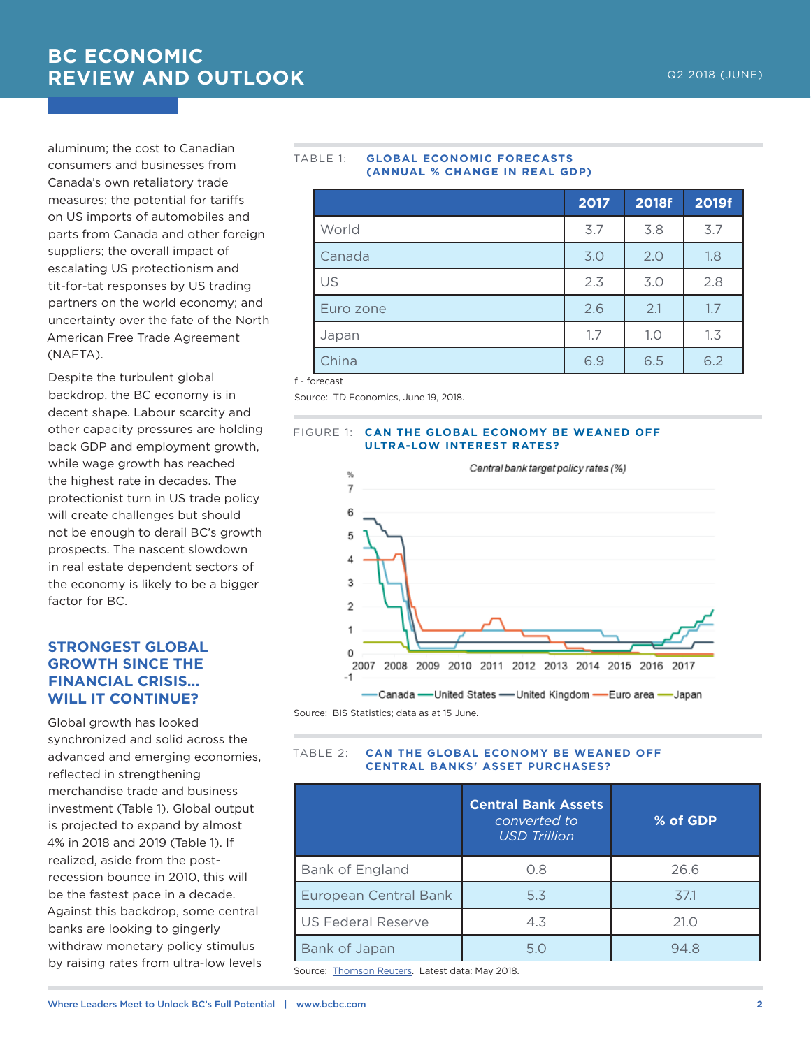aluminum; the cost to Canadian consumers and businesses from Canada's own retaliatory trade measures; the potential for tariffs on US imports of automobiles and parts from Canada and other foreign suppliers; the overall impact of escalating US protectionism and tit-for-tat responses by US trading partners on the world economy; and uncertainty over the fate of the North American Free Trade Agreement (NAFTA).

Despite the turbulent global backdrop, the BC economy is in decent shape. Labour scarcity and other capacity pressures are holding back GDP and employment growth, while wage growth has reached the highest rate in decades. The protectionist turn in US trade policy will create challenges but should not be enough to derail BC's growth prospects. The nascent slowdown in real estate dependent sectors of the economy is likely to be a bigger factor for BC.

## STRONGEST GLOBAL GROWTH SINCE THE FINANCIAL CRISIS... WILL IT CONTINUE?

Global growth has looked synchronized and solid across the advanced and emerging economies, reflected in strengthening merchandise trade and business investment (Table 1). Global output is projected to expand by almost 4% in 2018 and 2019 (Table 1). If realized, aside from the post-recession bounce in 2010, this will be the fastest pace in a decade. Against this backdrop, some central banks are looking to gingerly withdraw monetary policy stimulus by raising rates from ultra-low levels

TABLE 1: **GLOBAL ECONOMIC FORECASTS (ANNUAL % CHANGE IN REAL GDP)**

| | 2017 | 2018f | 2019f |
|---|---|---|---|
| World | 3.7 | 3.8 | 3.7 |
| Canada | 3.0 | 2.0 | 1.8 |
| US | 2.3 | 3.0 | 2.8 |
| Euro zone | 2.6 | 2.1 | 1.7 |
| Japan | 1.7 | 1.0 | 1.3 |
| China | 6.9 | 6.5 | 6.2 |

f - forecast

Source: TD Economics, June 19, 2018.

FIGURE 1: **CAN THE GLOBAL ECONOMY BE WEANED OFF ULTRA-LOW INTEREST RATES?**

*Central bank target policy rates (%)*

Source: BIS Statistics; data as at 15 June.

TABLE 2: **CAN THE GLOBAL ECONOMY BE WEANED OFF CENTRAL BANKS' ASSET PURCHASES?**

| | Central Bank Assets *converted to USD Trillion* | % of GDP |
|---|---|---|
| Bank of England | 0.8 | 26.6 |
| European Central Bank | 5.3 | 37.1 |
| US Federal Reserve | 4.3 | 21.0 |
| Bank of Japan | 5.0 | 94.8 |

Source: Thomson Reuters. Latest data: May 2018.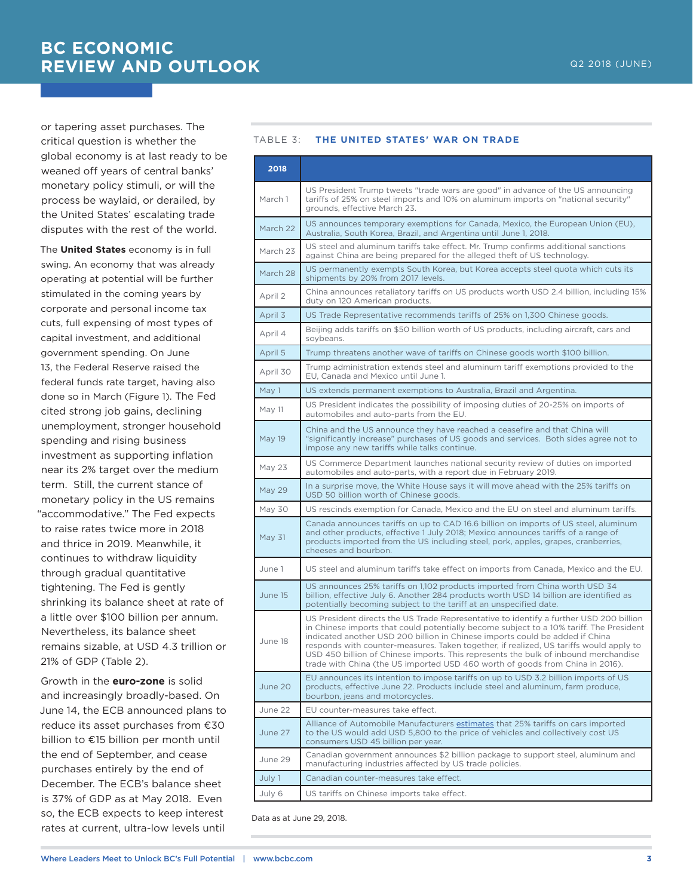or tapering asset purchases. The critical question is whether the global economy is at last ready to be weaned off years of central banks' monetary policy stimuli, or will the process be waylaid, or derailed, by the United States' escalating trade disputes with the rest of the world.

The **United States** economy is in full swing. An economy that was already operating at potential will be further stimulated in the coming years by corporate and personal income tax cuts, full expensing of most types of capital investment, and additional government spending. On June 13, the Federal Reserve raised the federal funds rate target, having also done so in March (Figure 1). The Fed cited strong job gains, declining unemployment, stronger household spending and rising business investment as supporting inflation near its 2% target over the medium term. Still, the current stance of monetary policy in the US remains "accommodative." The Fed expects to raise rates twice more in 2018 and thrice in 2019. Meanwhile, it continues to withdraw liquidity through gradual quantitative tightening. The Fed is gently shrinking its balance sheet at rate of a little over $100 billion per annum. Nevertheless, its balance sheet remains sizable, at USD 4.3 trillion or 21% of GDP (Table 2).

Growth in the **euro-zone** is solid and increasingly broadly-based. On June 14, the ECB announced plans to reduce its asset purchases from €30 billion to €15 billion per month until the end of September, and cease purchases entirely by the end of December. The ECB's balance sheet is 37% of GDP as at May 2018. Even so, the ECB expects to keep interest rates at current, ultra-low levels until

TABLE 3: **THE UNITED STATES' WAR ON TRADE**

| 2018 | |
|---|---|
| March 1 | US President Trump tweets "trade wars are good" in advance of the US announcing tariffs of 25% on steel imports and 10% on aluminum imports on "national security" grounds, effective March 23. |
| March 22 | US announces temporary exemptions for Canada, Mexico, the European Union (EU), Australia, South Korea, Brazil, and Argentina until June 1, 2018. |
| March 23 | US steel and aluminum tariffs take effect. Mr. Trump confirms additional sanctions against China are being prepared for the alleged theft of US technology. |
| March 28 | US permanently exempts South Korea, but Korea accepts steel quota which cuts its shipments by 20% from 2017 levels. |
| April 2 | China announces retaliatory tariffs on US products worth USD 2.4 billion, including 15% duty on 120 American products. |
| April 3 | US Trade Representative recommends tariffs of 25% on 1,300 Chinese goods. |
| April 4 | Beijing adds tariffs on $50 billion worth of US products, including aircraft, cars and soybeans. |
| April 5 | Trump threatens another wave of tariffs on Chinese goods worth $100 billion. |
| April 30 | Trump administration extends steel and aluminum tariff exemptions provided to the EU, Canada and Mexico until June 1. |
| May 1 | US extends permanent exemptions to Australia, Brazil and Argentina. |
| May 11 | US President indicates the possibility of imposing duties of 20-25% on imports of automobiles and auto-parts from the EU. |
| May 19 | China and the US announce they have reached a ceasefire and that China will "significantly increase" purchases of US goods and services. Both sides agree not to impose any new tariffs while talks continue. |
| May 23 | US Commerce Department launches national security review of duties on imported automobiles and auto-parts, with a report due in February 2019. |
| May 29 | In a surprise move, the White House says it will move ahead with the 25% tariffs on USD 50 billion worth of Chinese goods. |
| May 30 | US rescinds exemption for Canada, Mexico and the EU on steel and aluminum tariffs. |
| May 31 | Canada announces tariffs on up to CAD 16.6 billion on imports of US steel, aluminum and other products, effective 1 July 2018; Mexico announces tariffs of a range of products imported from the US including steel, pork, apples, grapes, cranberries, cheeses and bourbon. |
| June 1 | US steel and aluminum tariffs take effect on imports from Canada, Mexico and the EU. |
| June 15 | US announces 25% tariffs on 1,102 products imported from China worth USD 34 billion, effective July 6. Another 284 products worth USD 14 billion are identified as potentially becoming subject to the tariff at an unspecified date. |
| June 18 | US President directs the US Trade Representative to identify a further USD 200 billion in Chinese imports that could potentially become subject to a 10% tariff. The President indicated another USD 200 billion in Chinese imports could be added if China responds with counter-measures. Taken together, if realized, US tariffs would apply to USD 450 billion of Chinese imports. This represents the bulk of inbound merchandise trade with China (the US imported USD 460 worth of goods from China in 2016). |
| June 20 | EU announces its intention to impose tariffs on up to USD 3.2 billion imports of US products, effective June 22. Products include steel and aluminum, farm produce, bourbon, jeans and motorcycles. |
| June 22 | EU counter-measures take effect. |
| June 27 | Alliance of Automobile Manufacturers estimates that 25% tariffs on cars imported to the US would add USD 5,800 to the price of vehicles and collectively cost US consumers USD 45 billion per year. |
| June 29 | Canadian government announces $2 billion package to support steel, aluminum and manufacturing industries affected by US trade policies. |
| July 1 | Canadian counter-measures take effect. |
| July 6 | US tariffs on Chinese imports take effect. |

Data as at June 29, 2018.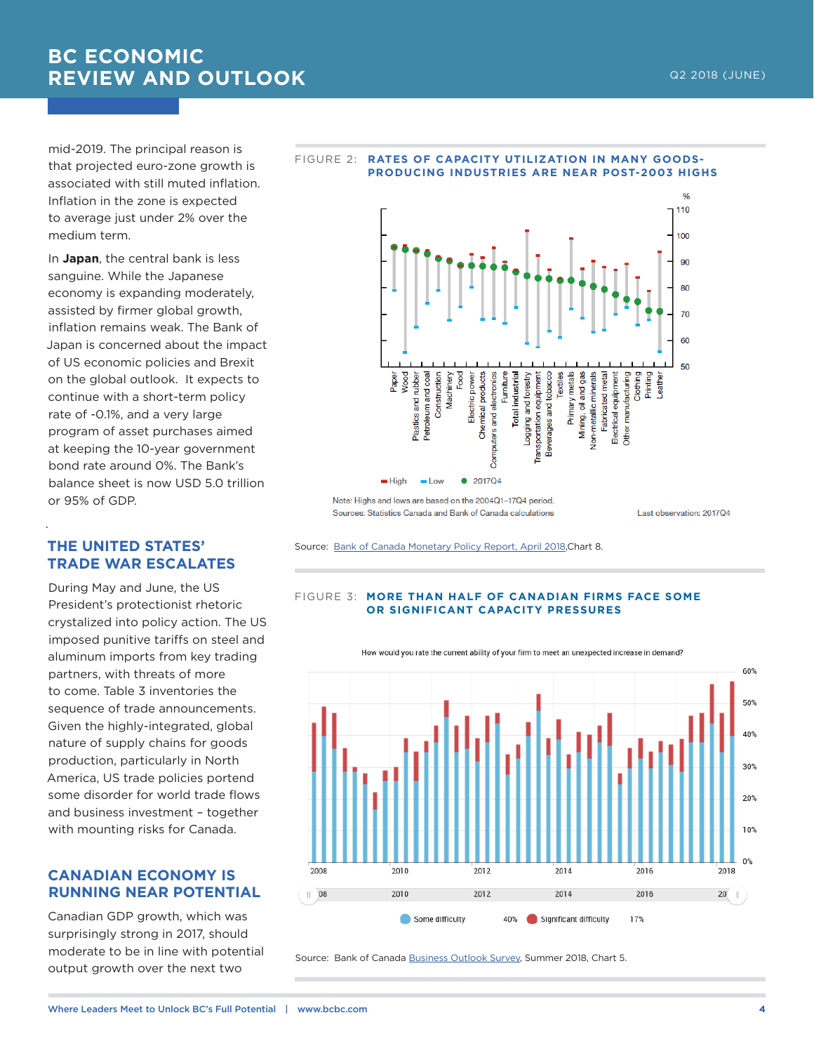mid-2019. The principal reason is that projected euro-zone growth is associated with still muted inflation. Inflation in the zone is expected to average just under 2% over the medium term.

In **Japan**, the central bank is less sanguine. While the Japanese economy is expanding moderately, assisted by firmer global growth, inflation remains weak. The Bank of Japan is concerned about the impact of US economic policies and Brexit on the global outlook. It expects to continue with a short-term policy rate of -0.1%, and a very large program of asset purchases aimed at keeping the 10-year government bond rate around 0%. The Bank's balance sheet is now USD 5.0 trillion or 95% of GDP.

## THE UNITED STATES' TRADE WAR ESCALATES

During May and June, the US President's protectionist rhetoric crystalized into policy action. The US imposed punitive tariffs on steel and aluminum imports from key trading partners, with threats of more to come. Table 3 inventories the sequence of trade announcements. Given the highly-integrated, global nature of supply chains for goods production, particularly in North America, US trade policies portend some disorder for world trade flows and business investment – together with mounting risks for Canada.

## CANADIAN ECONOMY IS RUNNING NEAR POTENTIAL

Canadian GDP growth, which was surprisingly strong in 2017, should moderate to be in line with potential output growth over the next two

FIGURE 2: **RATES OF CAPACITY UTILIZATION IN MANY GOODS-PRODUCING INDUSTRIES ARE NEAR POST-2003 HIGHS**

Note: Highs and lows are based on the 2004Q1–17Q4 period.
Sources: Statistics Canada and Bank of Canada calculations
Last observation: 2017Q4

Source: Bank of Canada Monetary Policy Report, April 2018,Chart 8.

FIGURE 3: **MORE THAN HALF OF CANADIAN FIRMS FACE SOME OR SIGNIFICANT CAPACITY PRESSURES**

How would you rate the current ability of your firm to meet an unexpected increase in demand?

Source: Bank of Canada Business Outlook Survey, Summer 2018, Chart 5.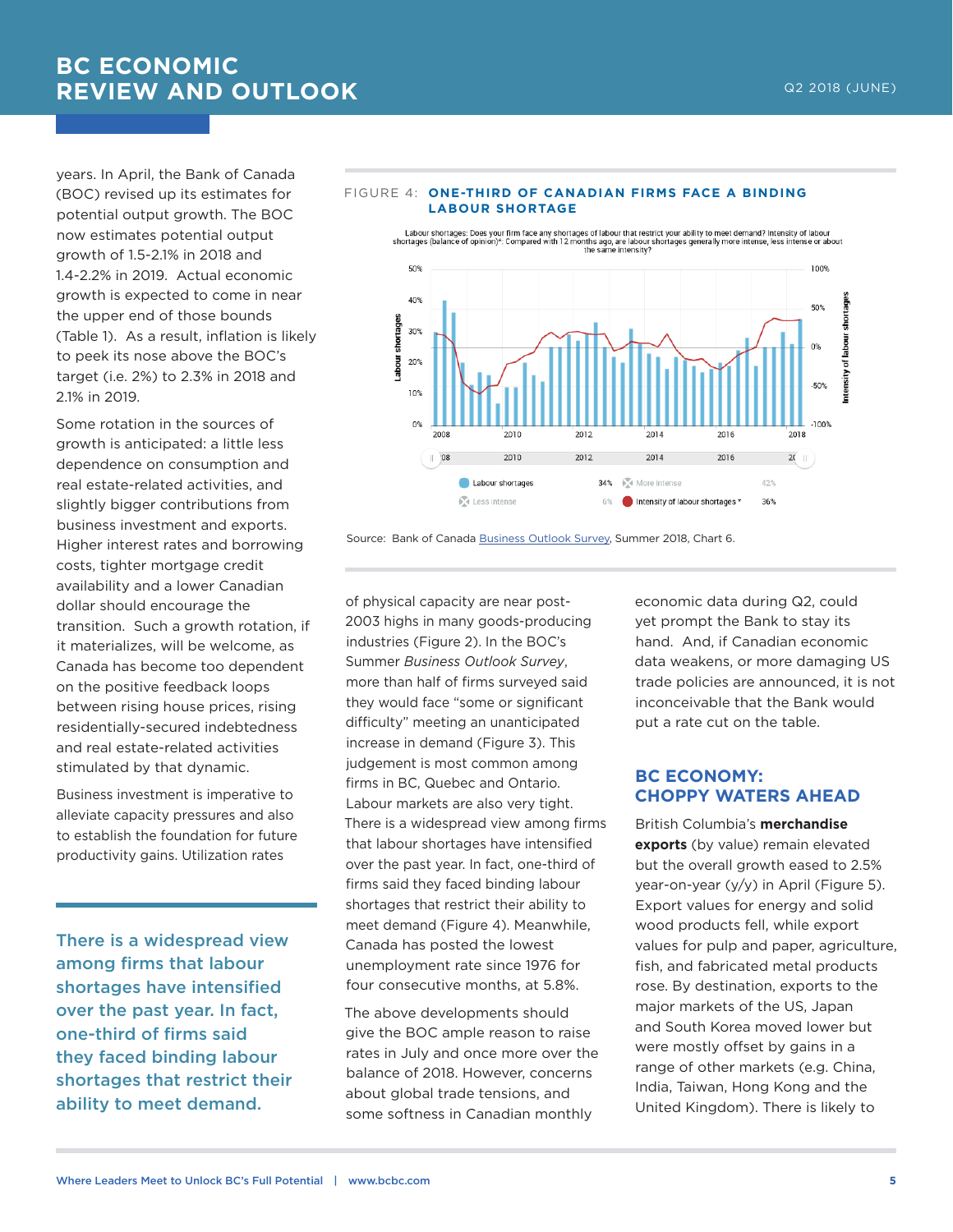years. In April, the Bank of Canada (BOC) revised up its estimates for potential output growth. The BOC now estimates potential output growth of 1.5-2.1% in 2018 and 1.4-2.2% in 2019. Actual economic growth is expected to come in near the upper end of those bounds (Table 1). As a result, inflation is likely to peek its nose above the BOC's target (i.e. 2%) to 2.3% in 2018 and 2.1% in 2019.

Some rotation in the sources of growth is anticipated: a little less dependence on consumption and real estate-related activities, and slightly bigger contributions from business investment and exports. Higher interest rates and borrowing costs, tighter mortgage credit availability and a lower Canadian dollar should encourage the transition. Such a growth rotation, if it materializes, will be welcome, as Canada has become too dependent on the positive feedback loops between rising house prices, rising residentially-secured indebtedness and real estate-related activities stimulated by that dynamic.

Business investment is imperative to alleviate capacity pressures and also to establish the foundation for future productivity gains. Utilization rates of physical capacity are near post-2003 highs in many goods-producing industries (Figure 2). In the BOC's Summer *Business Outlook Survey*, more than half of firms surveyed said they would face "some or significant difficulty" meeting an unanticipated increase in demand (Figure 3). This judgement is most common among firms in BC, Quebec and Ontario. Labour markets are also very tight. There is a widespread view among firms that labour shortages have intensified over the past year. In fact, one-third of firms said they faced binding labour shortages that restrict their ability to meet demand (Figure 4). Meanwhile, Canada has posted the lowest unemployment rate since 1976 for four consecutive months, at 5.8%.

> **There is a widespread view among firms that labour shortages have intensified over the past year. In fact, one-third of firms said they faced binding labour shortages that restrict their ability to meet demand.**

FIGURE 4: **ONE-THIRD OF CANADIAN FIRMS FACE A BINDING LABOUR SHORTAGE**

Labour shortages: Does your firm face any shortages of labour that restrict your ability to meet demand? Intensity of labour shortages (balance of opinion)*: Compared with 12 months ago, are labour shortages generally more intense, less intense or about the same intensity?

| Series | Latest |
|---|---|
| Labour shortages | 34% |
| More intense | 42% |
| Less intense | 6% |
| Intensity of labour shortages* | 36% |

Source: Bank of Canada Business Outlook Survey, Summer 2018, Chart 6.

The above developments should give the BOC ample reason to raise rates in July and once more over the balance of 2018. However, concerns about global trade tensions, and some softness in Canadian monthly economic data during Q2, could yet prompt the Bank to stay its hand. And, if Canadian economic data weakens, or more damaging US trade policies are announced, it is not inconceivable that the Bank would put a rate cut on the table.

## BC ECONOMY: CHOPPY WATERS AHEAD

British Columbia's **merchandise exports** (by value) remain elevated but the overall growth eased to 2.5% year-on-year (y/y) in April (Figure 5). Export values for energy and solid wood products fell, while export values for pulp and paper, agriculture, fish, and fabricated metal products rose. By destination, exports to the major markets of the US, Japan and South Korea moved lower but were mostly offset by gains in a range of other markets (e.g. China, India, Taiwan, Hong Kong and the United Kingdom). There is likely to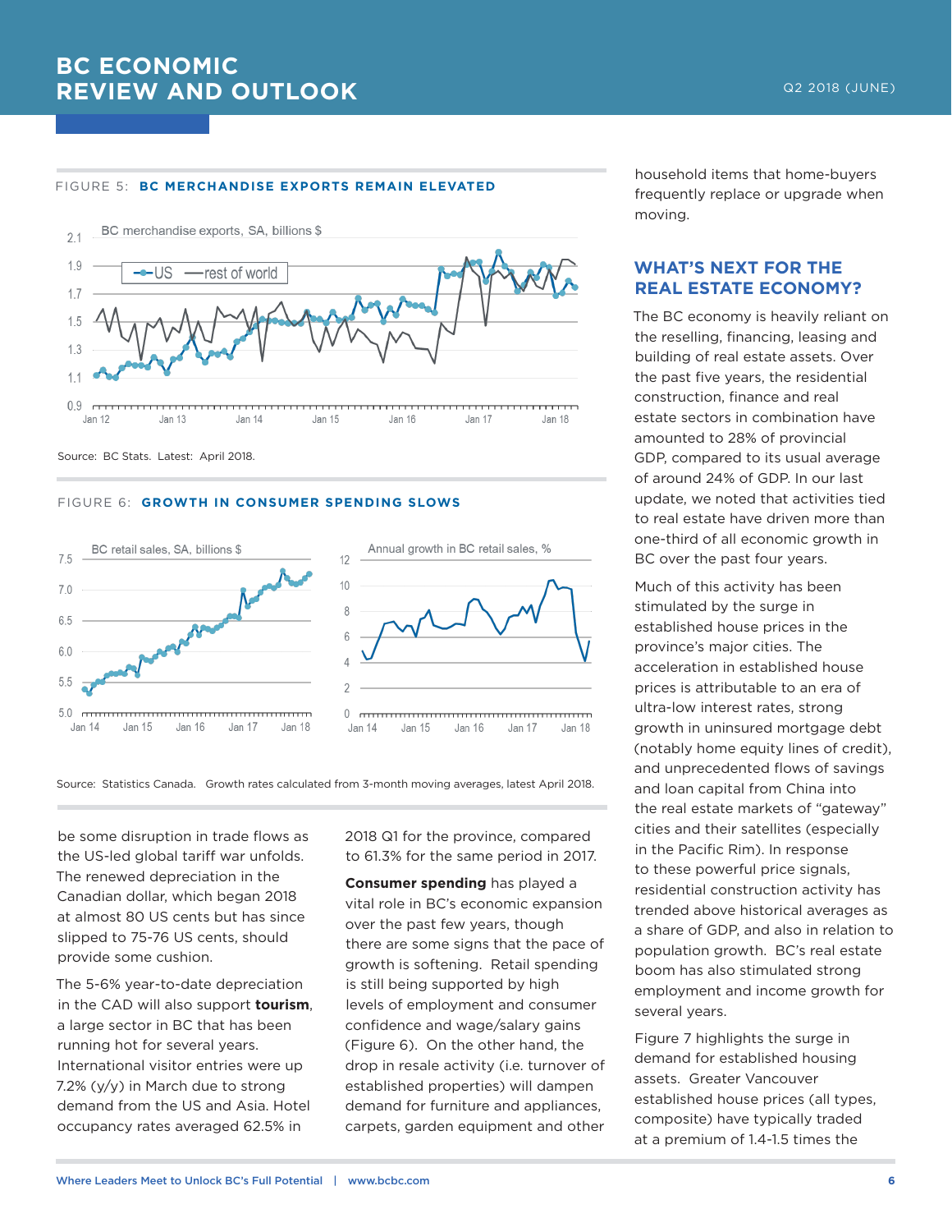FIGURE 5: **BC MERCHANDISE EXPORTS REMAIN ELEVATED**

BC merchandise exports, SA, billions $

Source: BC Stats. Latest: April 2018.

FIGURE 6: **GROWTH IN CONSUMER SPENDING SLOWS**

BC retail sales, SA, billions $

Annual growth in BC retail sales, %

Source: Statistics Canada. Growth rates calculated from 3-month moving averages, latest April 2018.

be some disruption in trade flows as the US-led global tariff war unfolds. The renewed depreciation in the Canadian dollar, which began 2018 at almost 80 US cents but has since slipped to 75-76 US cents, should provide some cushion.

The 5-6% year-to-date depreciation in the CAD will also support **tourism**, a large sector in BC that has been running hot for several years. International visitor entries were up 7.2% (y/y) in March due to strong demand from the US and Asia. Hotel occupancy rates averaged 62.5% in 2018 Q1 for the province, compared to 61.3% for the same period in 2017.

**Consumer spending** has played a vital role in BC's economic expansion over the past few years, though there are some signs that the pace of growth is softening. Retail spending is still being supported by high levels of employment and consumer confidence and wage/salary gains (Figure 6). On the other hand, the drop in resale activity (i.e. turnover of established properties) will dampen demand for furniture and appliances, carpets, garden equipment and other household items that home-buyers frequently replace or upgrade when moving.

## WHAT'S NEXT FOR THE REAL ESTATE ECONOMY?

The BC economy is heavily reliant on the reselling, financing, leasing and building of real estate assets. Over the past five years, the residential construction, finance and real estate sectors in combination have amounted to 28% of provincial GDP, compared to its usual average of around 24% of GDP. In our last update, we noted that activities tied to real estate have driven more than one-third of all economic growth in BC over the past four years.

Much of this activity has been stimulated by the surge in the established house prices in the province's major cities. The acceleration in established house prices is attributable to an era of ultra-low interest rates, strong growth in uninsured mortgage debt (notably home equity lines of credit), and unprecedented flows of savings and loan capital from China into the real estate markets of "gateway" cities and their satellites (especially in the Pacific Rim). In response to these powerful price signals, residential construction activity has trended above historical averages as a share of GDP, and also in relation to population growth. BC's real estate boom has also stimulated strong employment and income growth for several years.

Figure 7 highlights the surge in demand for established housing assets. Greater Vancouver established house prices (all types, composite) have typically traded at a premium of 1.4-1.5 times the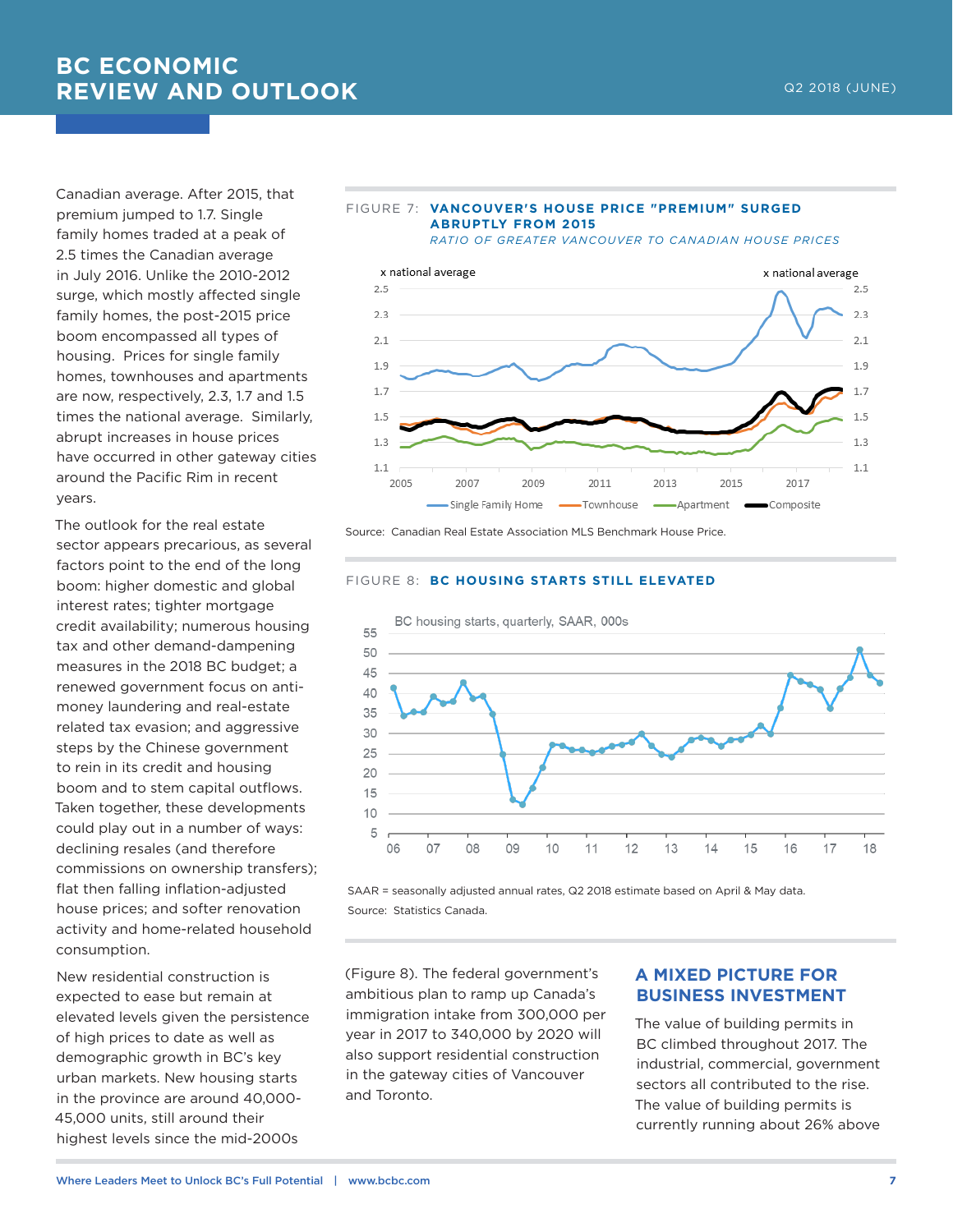Canadian average. After 2015, that premium jumped to 1.7. Single family homes traded at a peak of 2.5 times the Canadian average in July 2016. Unlike the 2010-2012 surge, which mostly affected single family homes, the post-2015 price boom encompassed all types of housing. Prices for single family homes, townhouses and apartments are now, respectively, 2.3, 1.7 and 1.5 times the national average. Similarly, abrupt increases in house prices have occurred in other gateway cities around the Pacific Rim in recent years.

The outlook for the real estate sector appears precarious, as several factors point to the end of the long boom: higher domestic and global interest rates; tighter mortgage credit availability; numerous housing tax and other demand-dampening measures in the 2018 BC budget; a renewed government focus on anti-money laundering and real-estate related tax evasion; and aggressive steps by the Chinese government to rein in its credit and housing boom and to stem capital outflows. Taken together, these developments could play out in a number of ways: declining resales (and therefore commissions on ownership transfers); flat then falling inflation-adjusted house prices; and softer renovation activity and home-related household consumption.

New residential construction is expected to ease but remain at elevated levels given the persistence of high prices to date as well as demographic growth in BC's key urban markets. New housing starts in the province are around 40,000-45,000 units, still around their highest levels since the mid-2000s (Figure 8). The federal government's ambitious plan to ramp up Canada's immigration intake from 300,000 per year in 2017 to 340,000 by 2020 will also support residential construction in the gateway cities of Vancouver and Toronto.

FIGURE 7: **VANCOUVER'S HOUSE PRICE "PREMIUM" SURGED ABRUPTLY FROM 2015**

*RATIO OF GREATER VANCOUVER TO CANADIAN HOUSE PRICES*

Source: Canadian Real Estate Association MLS Benchmark House Price.

FIGURE 8: **BC HOUSING STARTS STILL ELEVATED**

SAAR = seasonally adjusted annual rates, Q2 2018 estimate based on April & May data.

Source: Statistics Canada.

## A MIXED PICTURE FOR BUSINESS INVESTMENT

The value of building permits in BC climbed throughout 2017. The industrial, commercial, government sectors all contributed to the rise. The value of building permits is currently running about 26% above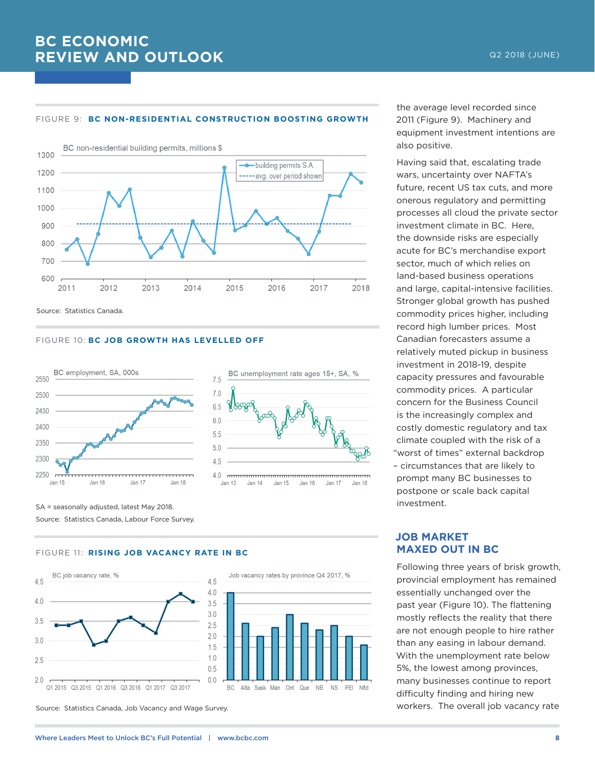FIGURE 9: **BC NON-RESIDENTIAL CONSTRUCTION BOOSTING GROWTH**

BC non-residential building permits, millions $

Source: Statistics Canada.

FIGURE 10: **BC JOB GROWTH HAS LEVELLED OFF**

BC employment, SA, 000s

BC unemployment rate ages 15+, SA, %

SA = seasonally adjusted, latest May 2018.

Source: Statistics Canada, Labour Force Survey.

FIGURE 11: **RISING JOB VACANCY RATE IN BC**

BC job vacancy rate, %

Job vacancy rates by province Q4 2017, %

Source: Statistics Canada, Job Vacancy and Wage Survey.

the average level recorded since 2011 (Figure 9). Machinery and equipment investment intentions are also positive.

Having said that, escalating trade wars, uncertainty over NAFTA's future, recent US tax cuts, and more onerous regulatory and permitting processes all cloud the private sector investment climate in BC. Here, the downside risks are especially acute for BC's merchandise export sector, much of which relies on land-based business operations and large, capital-intensive facilities. Stronger global growth has pushed commodity prices higher, including record high lumber prices. Most Canadian forecasters assume a relatively muted pickup in business investment in 2018-19, despite capacity pressures and favourable commodity prices. A particular concern for the Business Council is the increasingly complex and costly domestic regulatory and tax climate coupled with the risk of a "worst of times" external backdrop – circumstances that are likely to prompt many BC businesses to postpone or scale back capital investment.

## JOB MARKET MAXED OUT IN BC

Following three years of brisk growth, provincial employment has remained essentially unchanged over the past year (Figure 10). The flattening mostly reflects the reality that there are not enough people to hire rather than any easing in labour demand. With the unemployment rate below 5%, the lowest among provinces, many businesses continue to report difficulty finding and hiring new workers. The overall job vacancy rate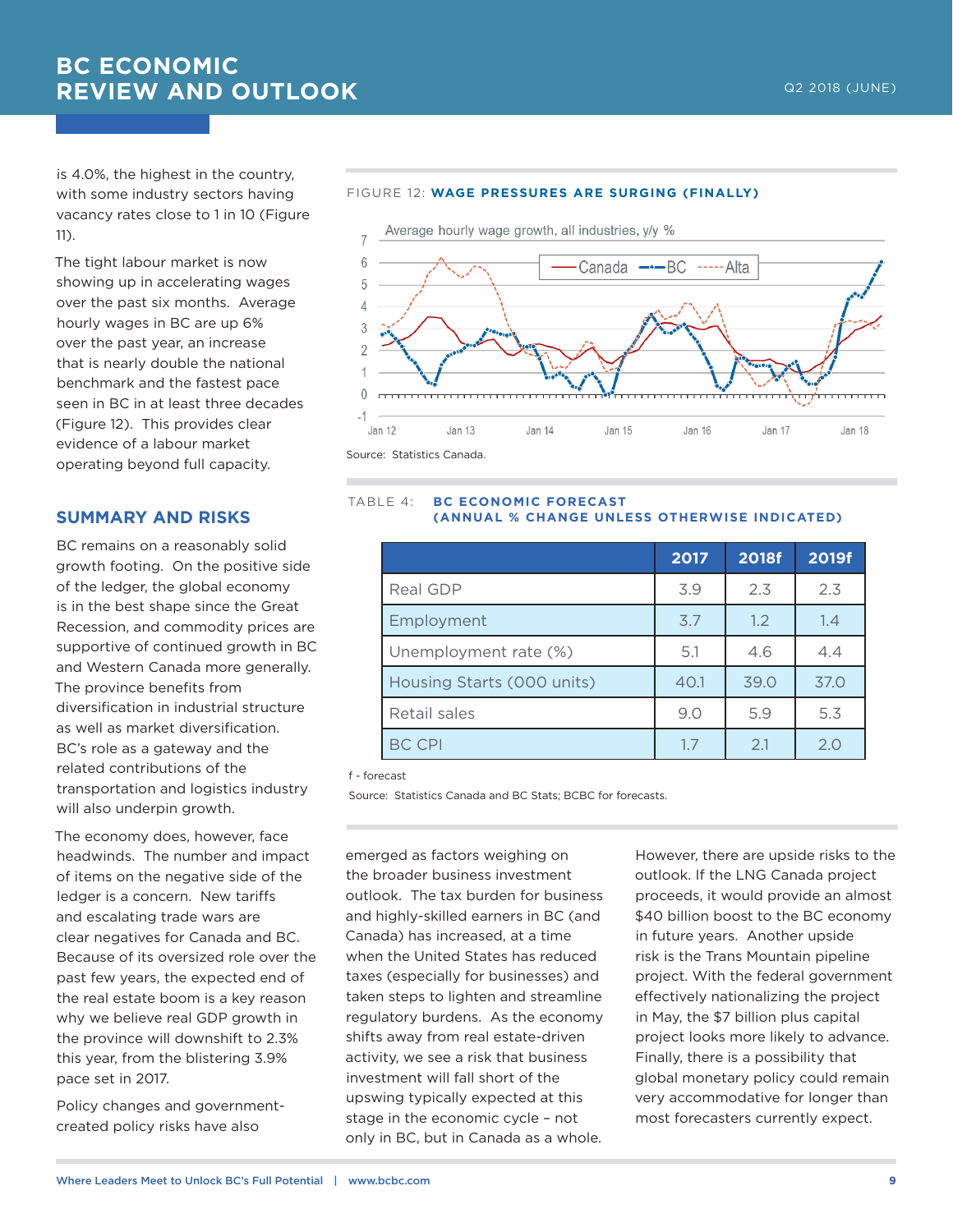is 4.0%, the highest in the country, with some industry sectors having vacancy rates close to 1 in 10 (Figure 11).

The tight labour market is now showing up in accelerating wages over the past six months. Average hourly wages in BC are up 6% over the past year, an increase that is nearly double the national benchmark and the fastest pace seen in BC in at least three decades (Figure 12). This provides clear evidence of a labour market operating beyond full capacity.

FIGURE 12: **WAGE PRESSURES ARE SURGING (FINALLY)**

Average hourly wage growth, all industries, y/y %

Source: Statistics Canada.

## SUMMARY AND RISKS

BC remains on a reasonably solid growth footing. On the positive side of the ledger, the global economy is in the best shape since the Great Recession, and commodity prices are supportive of continued growth in BC and Western Canada more generally. The province benefits from diversification in industrial structure as well as market diversification. BC's role as a gateway and the related contributions of the transportation and logistics industry will also underpin growth.

The economy does, however, face headwinds. The number and impact of items on the negative side of the ledger is a concern. New tariffs and escalating trade wars are clear negatives for Canada and BC. Because of its oversized role over the past few years, the expected end of the real estate boom is a key reason why we believe real GDP growth in the province will downshift to 2.3% this year, from the blistering 3.9% pace set in 2017.

Policy changes and government-created policy risks have also emerged as factors weighing on the broader business investment outlook. The tax burden for business and highly-skilled earners in BC (and Canada) has increased, at a time when the United States has reduced taxes (especially for businesses) and taken steps to lighten and streamline regulatory burdens. As the economy shifts away from real estate-driven activity, we see a risk that business investment will fall short of the upswing typically expected at this stage in the economic cycle – not only in BC, but in Canada as a whole.

However, there are upside risks to the outlook. If the LNG Canada project proceeds, it would provide an almost $40 billion boost to the BC economy in future years. Another upside risk is the Trans Mountain pipeline project. With the federal government effectively nationalizing the project in May, the $7 billion plus capital project looks more likely to advance. Finally, there is a possibility that global monetary policy could remain very accommodative for longer than most forecasters currently expect.

TABLE 4: **BC ECONOMIC FORECAST (ANNUAL % CHANGE UNLESS OTHERWISE INDICATED)**

| | 2017 | 2018f | 2019f |
|---|---|---|---|
| Real GDP | 3.9 | 2.3 | 2.3 |
| Employment | 3.7 | 1.2 | 1.4 |
| Unemployment rate (%) | 5.1 | 4.6 | 4.4 |
| Housing Starts (000 units) | 40.1 | 39.0 | 37.0 |
| Retail sales | 9.0 | 5.9 | 5.3 |
| BC CPI | 1.7 | 2.1 | 2.0 |

f - forecast

Source: Statistics Canada and BC Stats; BCBC for forecasts.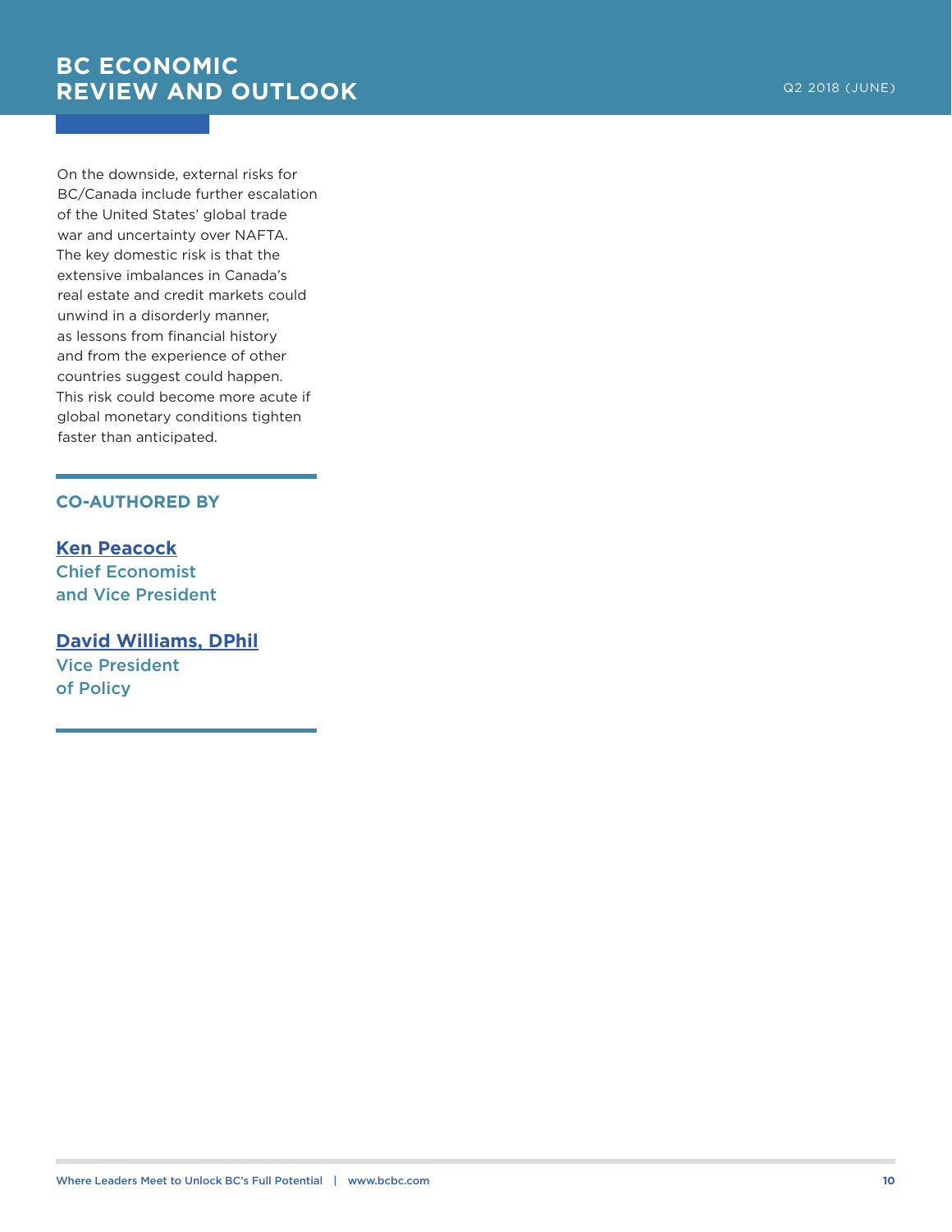On the downside, external risks for BC/Canada include further escalation of the United States' global trade war and uncertainty over NAFTA. The key domestic risk is that the extensive imbalances in Canada's real estate and credit markets could unwind in a disorderly manner, as lessons from financial history and from the experience of other countries suggest could happen. This risk could become more acute if global monetary conditions tighten faster than anticipated.

### CO-AUTHORED BY

**Ken Peacock**
Chief Economist
and Vice President

**David Williams, DPhil**
Vice President
of Policy